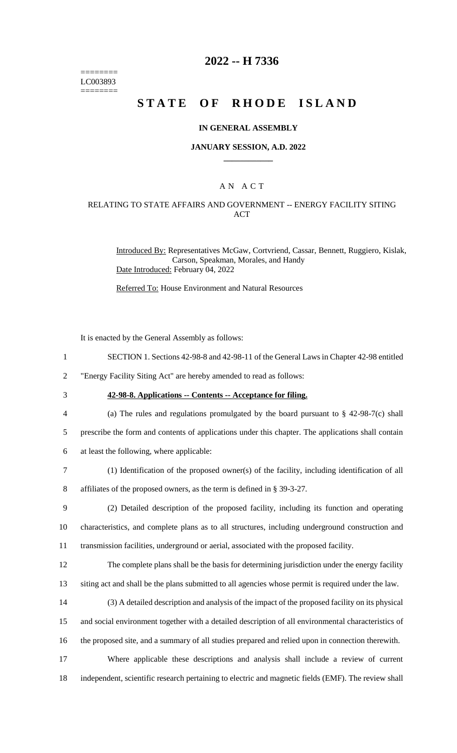========
LC003893
========

# 2022 -- H 7336

# STATE OF RHODE ISLAND

### IN GENERAL ASSEMBLY

### JANUARY SESSION, A.D. 2022

## A N A C T

### RELATING TO STATE AFFAIRS AND GOVERNMENT -- ENERGY FACILITY SITING ACT

Introduced By: Representatives McGaw, Cortvriend, Cassar, Bennett, Ruggiero, Kislak, Carson, Speakman, Morales, and Handy

Date Introduced: February 04, 2022

Referred To: House Environment and Natural Resources

It is enacted by the General Assembly as follows:

1 SECTION 1. Sections 42-98-8 and 42-98-11 of the General Laws in Chapter 42-98 entitled
2 "Energy Facility Siting Act" are hereby amended to read as follows:

3 **42-98-8. Applications -- Contents -- Acceptance for filing.**

4 (a) The rules and regulations promulgated by the board pursuant to § 42-98-7(c) shall
5 prescribe the form and contents of applications under this chapter. The applications shall contain
6 at least the following, where applicable:

7 (1) Identification of the proposed owner(s) of the facility, including identification of all
8 affiliates of the proposed owners, as the term is defined in § 39-3-27.

9 (2) Detailed description of the proposed facility, including its function and operating
10 characteristics, and complete plans as to all structures, including underground construction and
11 transmission facilities, underground or aerial, associated with the proposed facility.

12 The complete plans shall be the basis for determining jurisdiction under the energy facility
13 siting act and shall be the plans submitted to all agencies whose permit is required under the law.

14 (3) A detailed description and analysis of the impact of the proposed facility on its physical
15 and social environment together with a detailed description of all environmental characteristics of
16 the proposed site, and a summary of all studies prepared and relied upon in connection therewith.

17 Where applicable these descriptions and analysis shall include a review of current
18 independent, scientific research pertaining to electric and magnetic fields (EMF). The review shall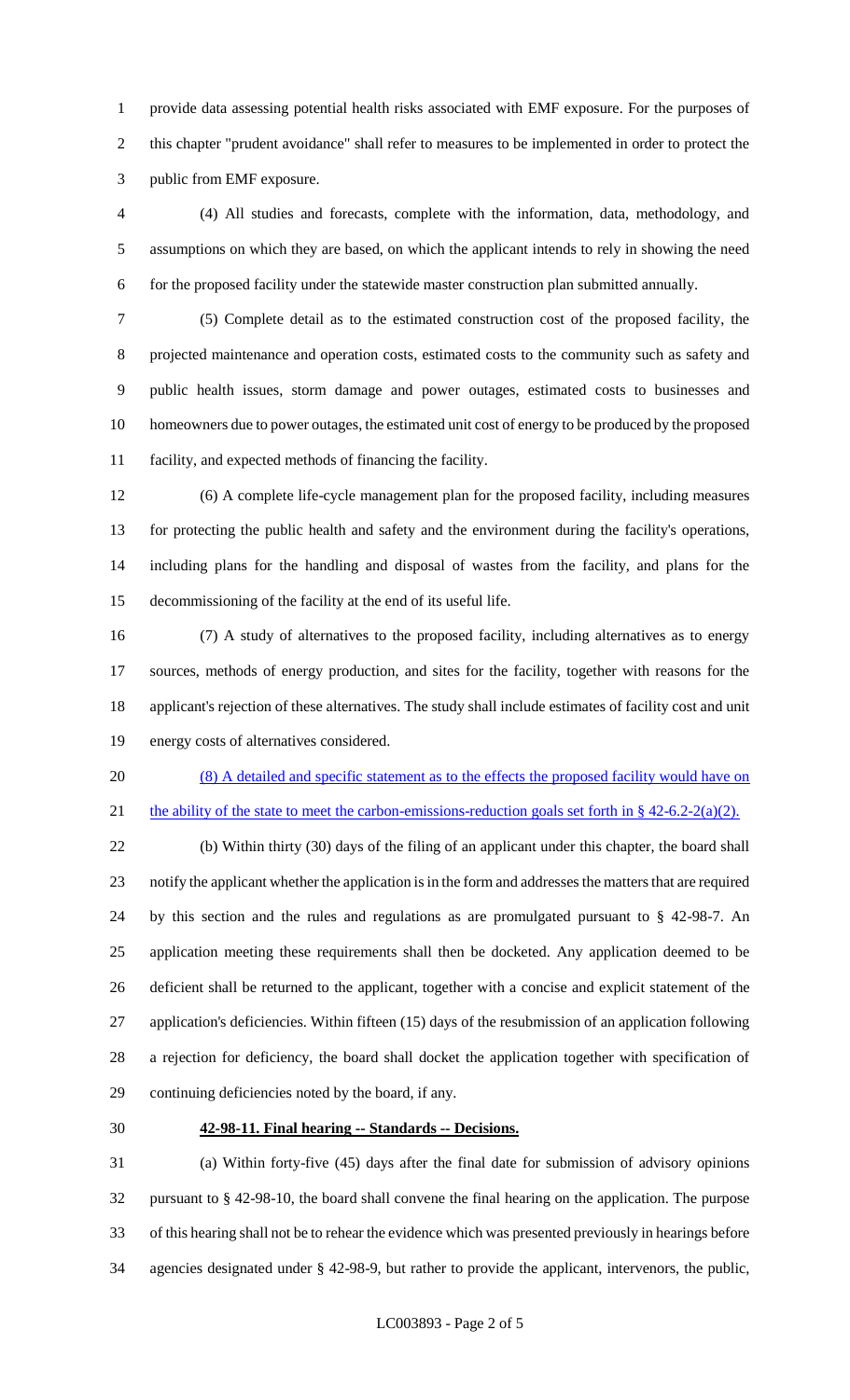provide data assessing potential health risks associated with EMF exposure. For the purposes of this chapter "prudent avoidance" shall refer to measures to be implemented in order to protect the public from EMF exposure.

(4) All studies and forecasts, complete with the information, data, methodology, and assumptions on which they are based, on which the applicant intends to rely in showing the need for the proposed facility under the statewide master construction plan submitted annually.

(5) Complete detail as to the estimated construction cost of the proposed facility, the projected maintenance and operation costs, estimated costs to the community such as safety and public health issues, storm damage and power outages, estimated costs to businesses and homeowners due to power outages, the estimated unit cost of energy to be produced by the proposed facility, and expected methods of financing the facility.

(6) A complete life-cycle management plan for the proposed facility, including measures for protecting the public health and safety and the environment during the facility's operations, including plans for the handling and disposal of wastes from the facility, and plans for the decommissioning of the facility at the end of its useful life.

(7) A study of alternatives to the proposed facility, including alternatives as to energy sources, methods of energy production, and sites for the facility, together with reasons for the applicant's rejection of these alternatives. The study shall include estimates of facility cost and unit energy costs of alternatives considered.

<u>(8) A detailed and specific statement as to the effects the proposed facility would have on the ability of the state to meet the carbon-emissions-reduction goals set forth in § 42-6.2-2(a)(2).</u>

(b) Within thirty (30) days of the filing of an applicant under this chapter, the board shall notify the applicant whether the application is in the form and addresses the matters that are required by this section and the rules and regulations as are promulgated pursuant to § 42-98-7. An application meeting these requirements shall then be docketed. Any application deemed to be deficient shall be returned to the applicant, together with a concise and explicit statement of the application's deficiencies. Within fifteen (15) days of the resubmission of an application following a rejection for deficiency, the board shall docket the application together with specification of continuing deficiencies noted by the board, if any.

**42-98-11. Final hearing -- Standards -- Decisions.**

(a) Within forty-five (45) days after the final date for submission of advisory opinions pursuant to § 42-98-10, the board shall convene the final hearing on the application. The purpose of this hearing shall not be to rehear the evidence which was presented previously in hearings before agencies designated under § 42-98-9, but rather to provide the applicant, intervenors, the public,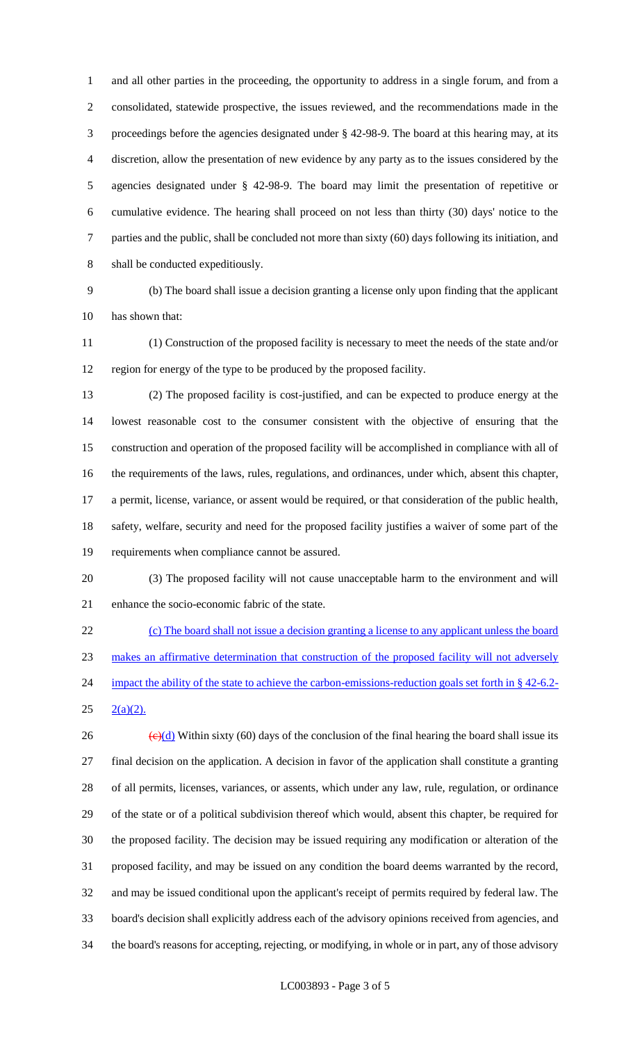and all other parties in the proceeding, the opportunity to address in a single forum, and from a consolidated, statewide prospective, the issues reviewed, and the recommendations made in the proceedings before the agencies designated under § 42-98-9. The board at this hearing may, at its discretion, allow the presentation of new evidence by any party as to the issues considered by the agencies designated under § 42-98-9. The board may limit the presentation of repetitive or cumulative evidence. The hearing shall proceed on not less than thirty (30) days' notice to the parties and the public, shall be concluded not more than sixty (60) days following its initiation, and shall be conducted expeditiously.

(b) The board shall issue a decision granting a license only upon finding that the applicant has shown that:

(1) Construction of the proposed facility is necessary to meet the needs of the state and/or region for energy of the type to be produced by the proposed facility.

(2) The proposed facility is cost-justified, and can be expected to produce energy at the lowest reasonable cost to the consumer consistent with the objective of ensuring that the construction and operation of the proposed facility will be accomplished in compliance with all of the requirements of the laws, rules, regulations, and ordinances, under which, absent this chapter, a permit, license, variance, or assent would be required, or that consideration of the public health, safety, welfare, security and need for the proposed facility justifies a waiver of some part of the requirements when compliance cannot be assured.

(3) The proposed facility will not cause unacceptable harm to the environment and will enhance the socio-economic fabric of the state.

<u>(c) The board shall not issue a decision granting a license to any applicant unless the board makes an affirmative determination that construction of the proposed facility will not adversely impact the ability of the state to achieve the carbon-emissions-reduction goals set forth in § 42-6.2-2(a)(2).</u>

~~(c)~~<u>(d)</u> Within sixty (60) days of the conclusion of the final hearing the board shall issue its final decision on the application. A decision in favor of the application shall constitute a granting of all permits, licenses, variances, or assents, which under any law, rule, regulation, or ordinance of the state or of a political subdivision thereof which would, absent this chapter, be required for the proposed facility. The decision may be issued requiring any modification or alteration of the proposed facility, and may be issued on any condition the board deems warranted by the record, and may be issued conditional upon the applicant's receipt of permits required by federal law. The board's decision shall explicitly address each of the advisory opinions received from agencies, and the board's reasons for accepting, rejecting, or modifying, in whole or in part, any of those advisory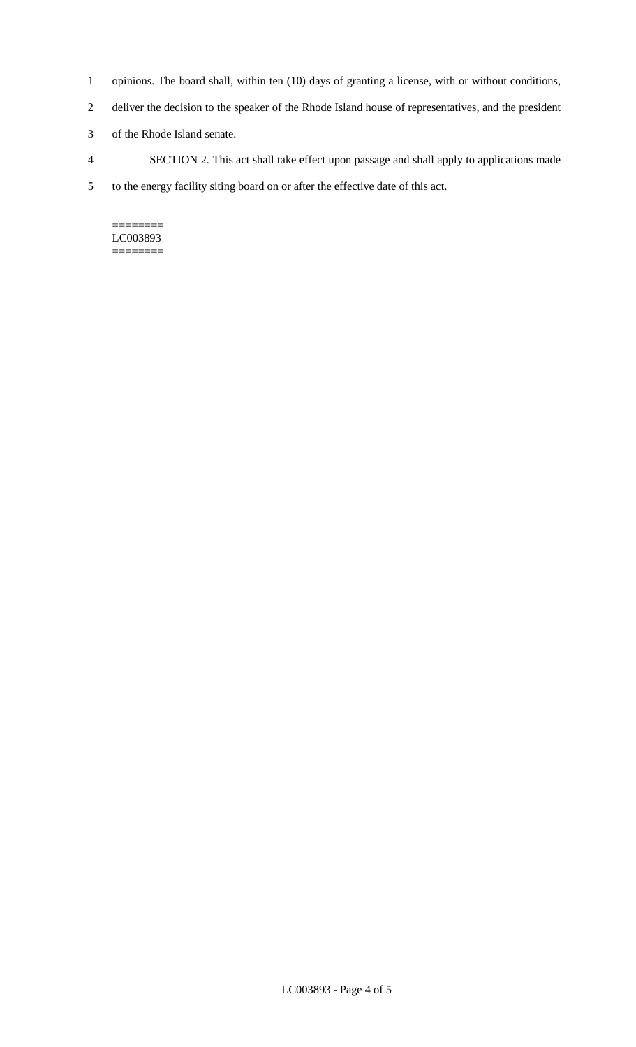opinions. The board shall, within ten (10) days of granting a license, with or without conditions, deliver the decision to the speaker of the Rhode Island house of representatives, and the president of the Rhode Island senate.

SECTION 2. This act shall take effect upon passage and shall apply to applications made to the energy facility siting board on or after the effective date of this act.

========
LC003893
========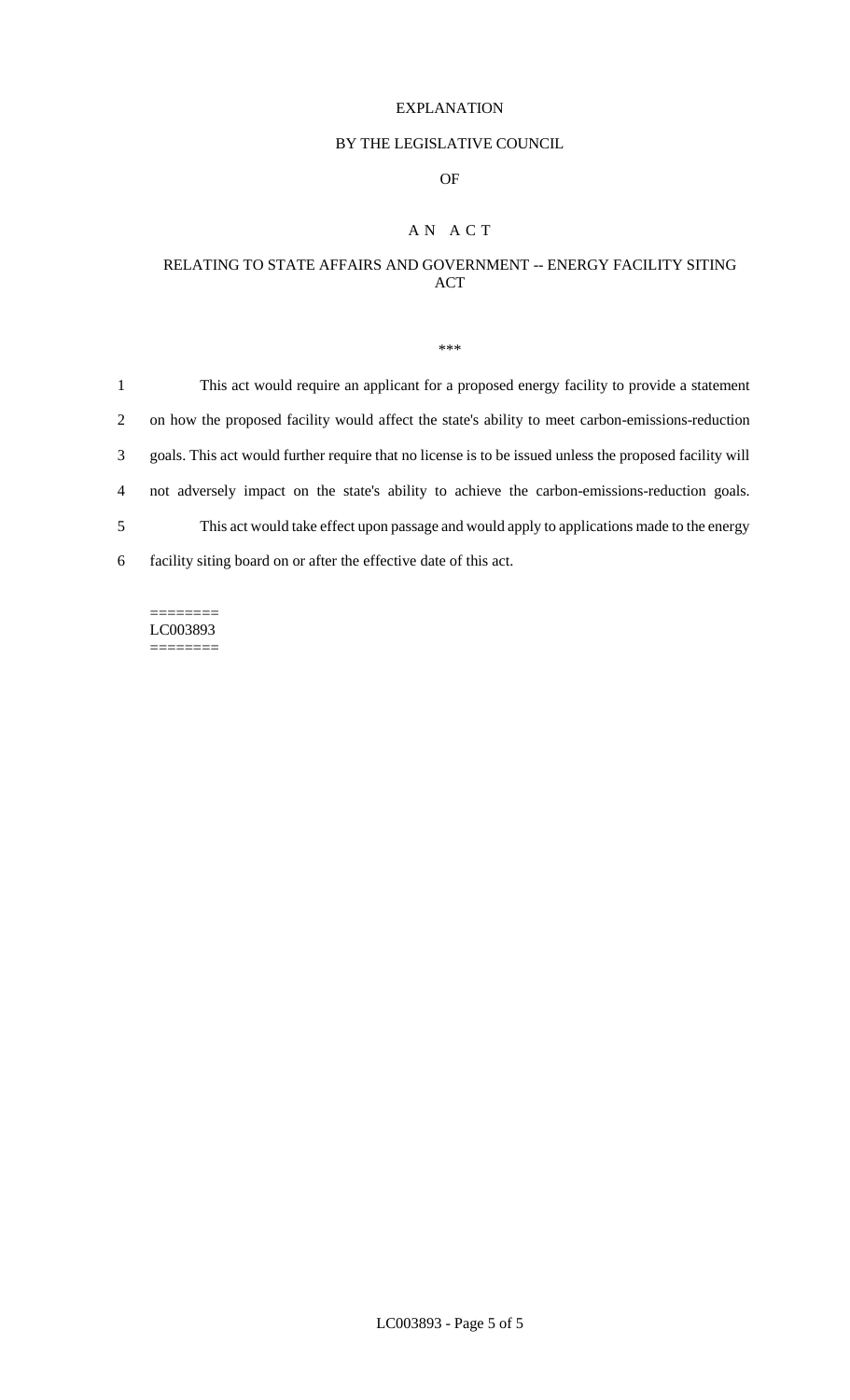EXPLANATION

BY THE LEGISLATIVE COUNCIL

OF

# A N A C T

RELATING TO STATE AFFAIRS AND GOVERNMENT -- ENERGY FACILITY SITING ACT

\*\*\*

This act would require an applicant for a proposed energy facility to provide a statement on how the proposed facility would affect the state's ability to meet carbon-emissions-reduction goals. This act would further require that no license is to be issued unless the proposed facility will not adversely impact on the state's ability to achieve the carbon-emissions-reduction goals.

This act would take effect upon passage and would apply to applications made to the energy facility siting board on or after the effective date of this act.

========
LC003893
========